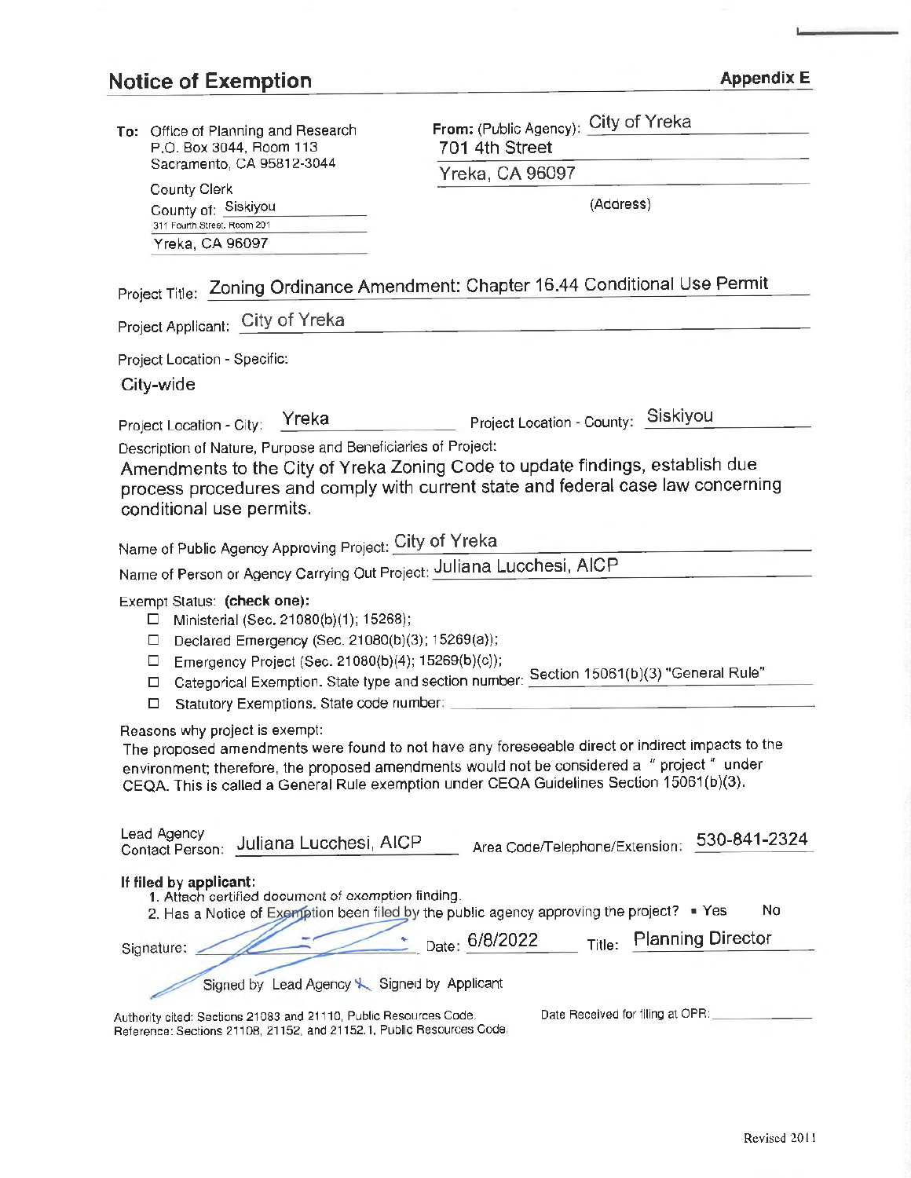## Notice of Exemption

**Appendix E**

**To:** Office of Planning and Research
P.O. Box 3044, Room 113
Sacramento, CA 95812-3044

County Clerk
County of: Siskiyou
311 Fourth Street, Room 201
Yreka, CA 96097

**From:** (Public Agency): City of Yreka
701 4th Street
Yreka, CA 96097
(Address)

Project Title: Zoning Ordinance Amendment: Chapter 16.44 Conditional Use Permit

Project Applicant: City of Yreka

Project Location - Specific:

City-wide

Project Location - City: Yreka Project Location - County: Siskiyou

Description of Nature, Purpose and Beneficiaries of Project:

Amendments to the City of Yreka Zoning Code to update findings, establish due process procedures and comply with current state and federal case law concerning conditional use permits.

Name of Public Agency Approving Project: City of Yreka

Name of Person or Agency Carrying Out Project: Juliana Lucchesi, AICP

Exempt Status: **(check one):**

- ☐ Ministerial (Sec. 21080(b)(1); 15268);
- ☐ Declared Emergency (Sec. 21080(b)(3); 15269(a));
- ☐ Emergency Project (Sec. 21080(b)(4); 15269(b)(c));
- ☐ Categorical Exemption. State type and section number: Section 15061(b)(3) "General Rule"
- ☐ Statutory Exemptions. State code number:

Reasons why project is exempt:

The proposed amendments were found to not have any foreseeable direct or indirect impacts to the environment; therefore, the proposed amendments would not be considered a " project " under CEQA. This is called a General Rule exemption under CEQA Guidelines Section 15061(b)(3).

Lead Agency Contact Person: Juliana Lucchesi, AICP Area Code/Telephone/Extension: 530-841-2324

**If filed by applicant:**

1. Attach certified document of exemption finding.
2. Has a Notice of Exemption been filed by the public agency approving the project? ■ Yes No

Signature: ______________ Date: 6/8/2022 Title: Planning Director

☐ Signed by Lead Agency ☐ Signed by Applicant

Authority cited: Sections 21083 and 21110, Public Resources Code.
Reference: Sections 21108, 21152, and 21152.1, Public Resources Code.

Date Received for filing at OPR: ______________

Revised 2011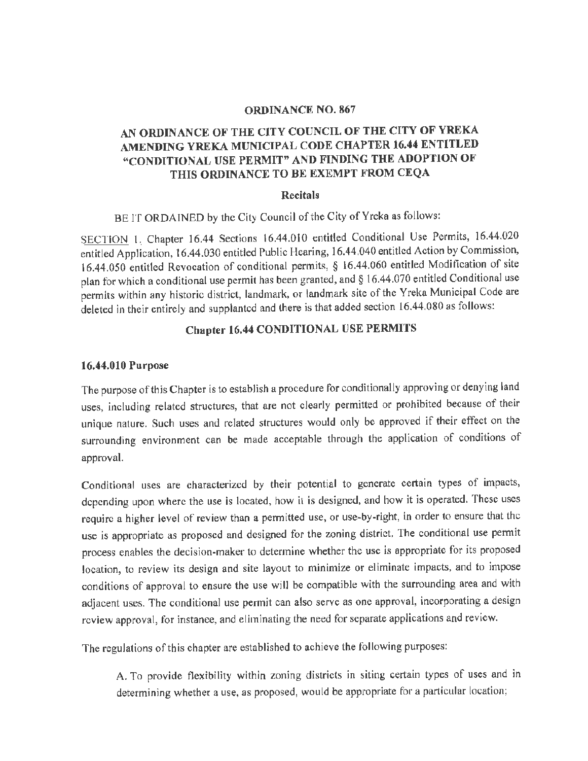**ORDINANCE NO. 867**

**AN ORDINANCE OF THE CITY COUNCIL OF THE CITY OF YREKA AMENDING YREKA MUNICIPAL CODE CHAPTER 16.44 ENTITLED "CONDITIONAL USE PERMIT" AND FINDING THE ADOPTION OF THIS ORDINANCE TO BE EXEMPT FROM CEQA**

**Recitals**

BE IT ORDAINED by the City Council of the City of Yreka as follows:

SECTION 1. Chapter 16.44 Sections 16.44.010 entitled Conditional Use Permits, 16.44.020 entitled Application, 16.44.030 entitled Public Hearing, 16.44.040 entitled Action by Commission, 16.44.050 entitled Revocation of conditional permits, § 16.44.060 entitled Modification of site plan for which a conditional use permit has been granted, and § 16.44.070 entitled Conditional use permits within any historic district, landmark, or landmark site of the Yreka Municipal Code are deleted in their entirely and supplanted and there is that added section 16.44.080 as follows:

## Chapter 16.44 CONDITIONAL USE PERMITS

### 16.44.010 Purpose

The purpose of this Chapter is to establish a procedure for conditionally approving or denying land uses, including related structures, that are not clearly permitted or prohibited because of their unique nature. Such uses and related structures would only be approved if their effect on the surrounding environment can be made acceptable through the application of conditions of approval.

Conditional uses are characterized by their potential to generate certain types of impacts, depending upon where the use is located, how it is designed, and how it is operated. These uses require a higher level of review than a permitted use, or use-by-right, in order to ensure that the use is appropriate as proposed and designed for the zoning district. The conditional use permit process enables the decision-maker to determine whether the use is appropriate for its proposed location, to review its design and site layout to minimize or eliminate impacts, and to impose conditions of approval to ensure the use will be compatible with the surrounding area and with adjacent uses. The conditional use permit can also serve as one approval, incorporating a design review approval, for instance, and eliminating the need for separate applications and review.

The regulations of this chapter are established to achieve the following purposes:

A. To provide flexibility within zoning districts in siting certain types of uses and in determining whether a use, as proposed, would be appropriate for a particular location;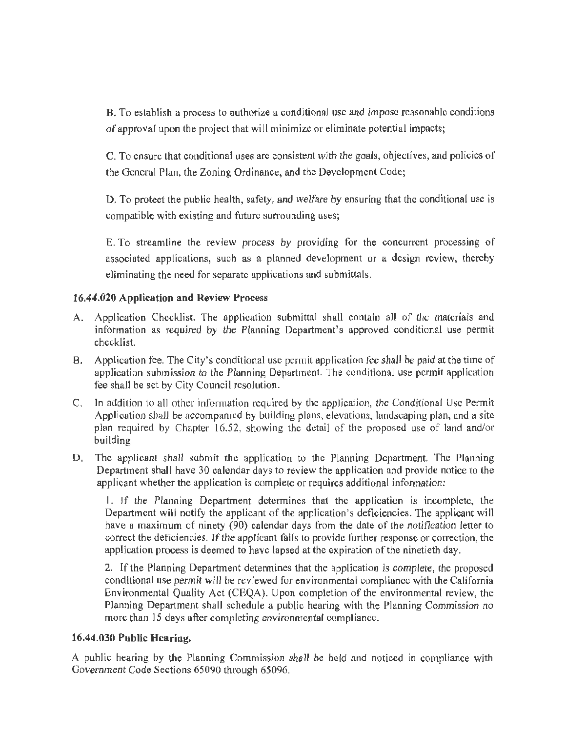B. To establish a process to authorize a conditional use and impose reasonable conditions of approval upon the project that will minimize or eliminate potential impacts;

C. To ensure that conditional uses are consistent with the goals, objectives, and policies of the General Plan, the Zoning Ordinance, and the Development Code;

D. To protect the public health, safety, and welfare by ensuring that the conditional use is compatible with existing and future surrounding uses;

E. To streamline the review process by providing for the concurrent processing of associated applications, such as a planned development or a design review, thereby eliminating the need for separate applications and submittals.

**16.44.020 Application and Review Process**

A. Application Checklist. The application submittal shall contain all of the materials and information as required by the Planning Department's approved conditional use permit checklist.

B. Application fee. The City's conditional use permit application fee shall be paid at the time of application submission to the Planning Department. The conditional use permit application fee shall be set by City Council resolution.

C. In addition to all other information required by the application, the Conditional Use Permit Application shall be accompanied by building plans, elevations, landscaping plan, and a site plan required by Chapter 16.52, showing the detail of the proposed use of land and/or building.

D. The applicant shall submit the application to the Planning Department. The Planning Department shall have 30 calendar days to review the application and provide notice to the applicant whether the application is complete or requires additional information:

   1. If the Planning Department determines that the application is incomplete, the Department will notify the applicant of the application's deficiencies. The applicant will have a maximum of ninety (90) calendar days from the date of the notification letter to correct the deficiencies. If the applicant fails to provide further response or correction, the application process is deemed to have lapsed at the expiration of the ninetieth day.

   2. If the Planning Department determines that the application is complete, the proposed conditional use permit will be reviewed for environmental compliance with the California Environmental Quality Act (CEQA). Upon completion of the environmental review, the Planning Department shall schedule a public hearing with the Planning Commission no more than 15 days after completing environmental compliance.

**16.44.030 Public Hearing.**

A public hearing by the Planning Commission shall be held and noticed in compliance with Government Code Sections 65090 through 65096.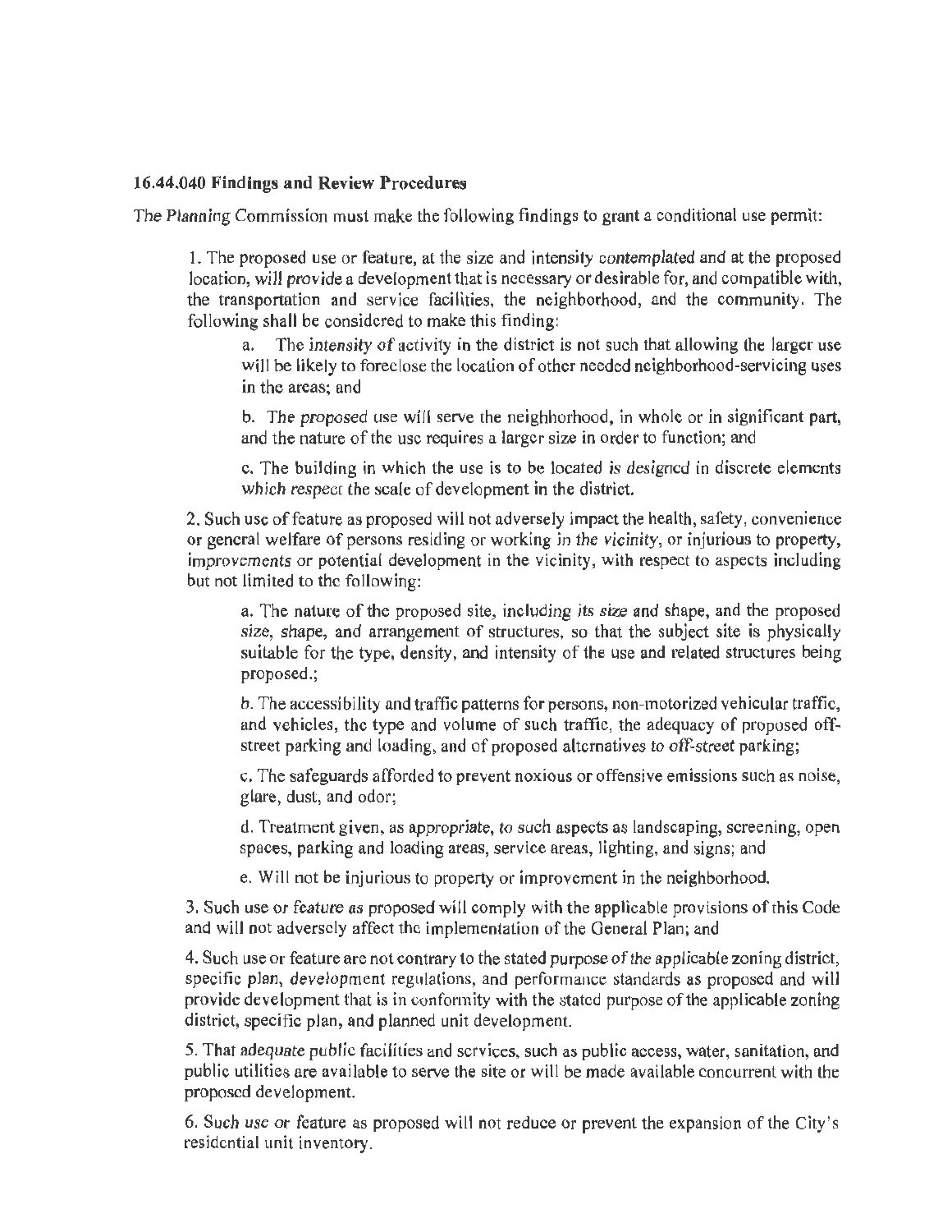**16.44.040 Findings and Review Procedures**

The Planning Commission must make the following findings to grant a conditional use permit:

1. The proposed use or feature, at the size and intensity contemplated and at the proposed location, will provide a development that is necessary or desirable for, and compatible with, the transportation and service facilities, the neighborhood, and the community. The following shall be considered to make this finding:

    a. The intensity of activity in the district is not such that allowing the larger use will be likely to foreclose the location of other needed neighborhood-servicing uses in the areas; and

    b. The proposed use will serve the neighborhood, in whole or in significant part, and the nature of the use requires a larger size in order to function; and

    c. The building in which the use is to be located is designed in discrete elements which respect the scale of development in the district.

2. Such use of feature as proposed will not adversely impact the health, safety, convenience or general welfare of persons residing or working in the vicinity, or injurious to property, improvements or potential development in the vicinity, with respect to aspects including but not limited to the following:

    a. The nature of the proposed site, including its size and shape, and the proposed size, shape, and arrangement of structures, so that the subject site is physically suitable for the type, density, and intensity of the use and related structures being proposed.;

    b. The accessibility and traffic patterns for persons, non-motorized vehicular traffic, and vehicles, the type and volume of such traffic, the adequacy of proposed off-street parking and loading, and of proposed alternatives to off-street parking;

    c. The safeguards afforded to prevent noxious or offensive emissions such as noise, glare, dust, and odor;

    d. Treatment given, as appropriate, to such aspects as landscaping, screening, open spaces, parking and loading areas, service areas, lighting, and signs; and

    e. Will not be injurious to property or improvement in the neighborhood.

3. Such use or feature as proposed will comply with the applicable provisions of this Code and will not adversely affect the implementation of the General Plan; and

4. Such use or feature are not contrary to the stated purpose of the applicable zoning district, specific plan, development regulations, and performance standards as proposed and will provide development that is in conformity with the stated purpose of the applicable zoning district, specific plan, and planned unit development.

5. That adequate public facilities and services, such as public access, water, sanitation, and public utilities are available to serve the site or will be made available concurrent with the proposed development.

6. Such use or feature as proposed will not reduce or prevent the expansion of the City's residential unit inventory.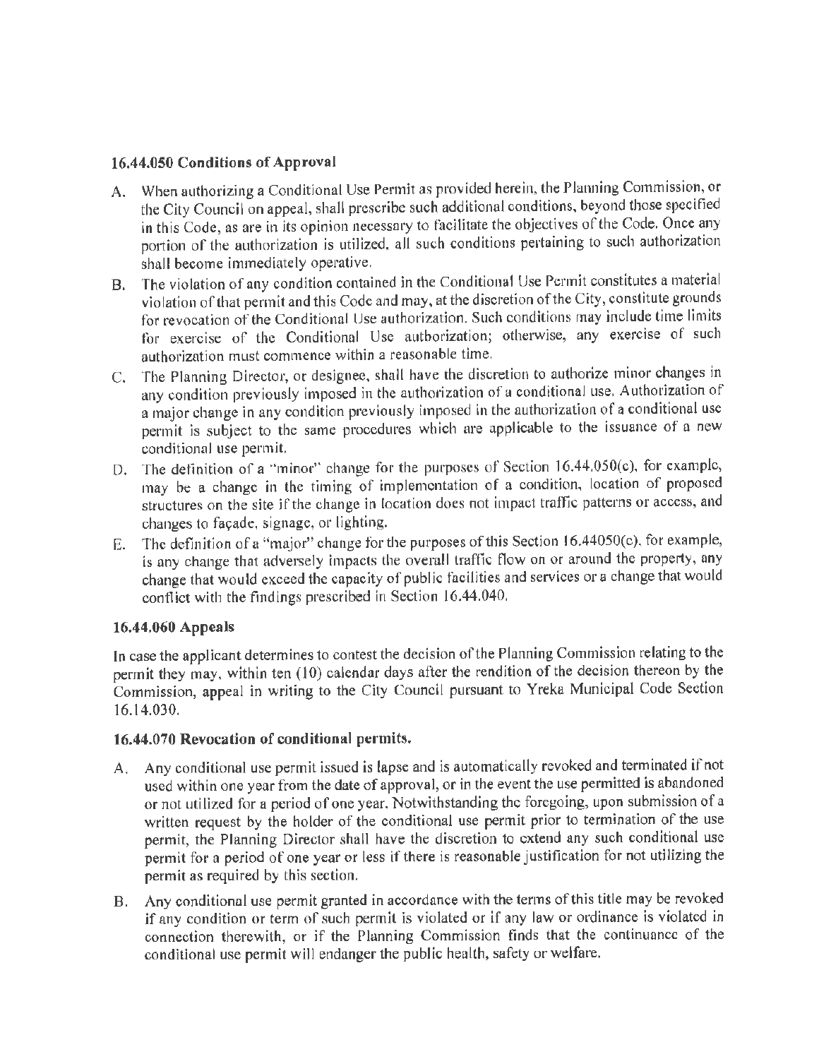### 16.44.050 Conditions of Approval

A. When authorizing a Conditional Use Permit as provided herein, the Planning Commission, or the City Council on appeal, shall prescribe such additional conditions, beyond those specified in this Code, as are in its opinion necessary to facilitate the objectives of the Code. Once any portion of the authorization is utilized, all such conditions pertaining to such authorization shall become immediately operative.

B. The violation of any condition contained in the Conditional Use Permit constitutes a material violation of that permit and this Code and may, at the discretion of the City, constitute grounds for revocation of the Conditional Use authorization. Such conditions may include time limits for exercise of the Conditional Use authorization; otherwise, any exercise of such authorization must commence within a reasonable time.

C. The Planning Director, or designee, shall have the discretion to authorize minor changes in any condition previously imposed in the authorization of a conditional use. Authorization of a major change in any condition previously imposed in the authorization of a conditional use permit is subject to the same procedures which are applicable to the issuance of a new conditional use permit.

D. The definition of a "minor" change for the purposes of Section 16.44.050(c), for example, may be a change in the timing of implementation of a condition, location of proposed structures on the site if the change in location does not impact traffic patterns or access, and changes to façade, signage, or lighting.

E. The definition of a "major" change for the purposes of this Section 16.44050(c), for example, is any change that adversely impacts the overall traffic flow on or around the property, any change that would exceed the capacity of public facilities and services or a change that would conflict with the findings prescribed in Section 16.44.040.

### 16.44.060 Appeals

In case the applicant determines to contest the decision of the Planning Commission relating to the permit they may, within ten (10) calendar days after the rendition of the decision thereon by the Commission, appeal in writing to the City Council pursuant to Yreka Municipal Code Section 16.14.030.

### 16.44.070 Revocation of conditional permits.

A. Any conditional use permit issued is lapse and is automatically revoked and terminated if not used within one year from the date of approval, or in the event the use permitted is abandoned or not utilized for a period of one year. Notwithstanding the foregoing, upon submission of a written request by the holder of the conditional use permit prior to termination of the use permit, the Planning Director shall have the discretion to extend any such conditional use permit for a period of one year or less if there is reasonable justification for not utilizing the permit as required by this section.

B. Any conditional use permit granted in accordance with the terms of this title may be revoked if any condition or term of such permit is violated or if any law or ordinance is violated in connection therewith, or if the Planning Commission finds that the continuance of the conditional use permit will endanger the public health, safety or welfare.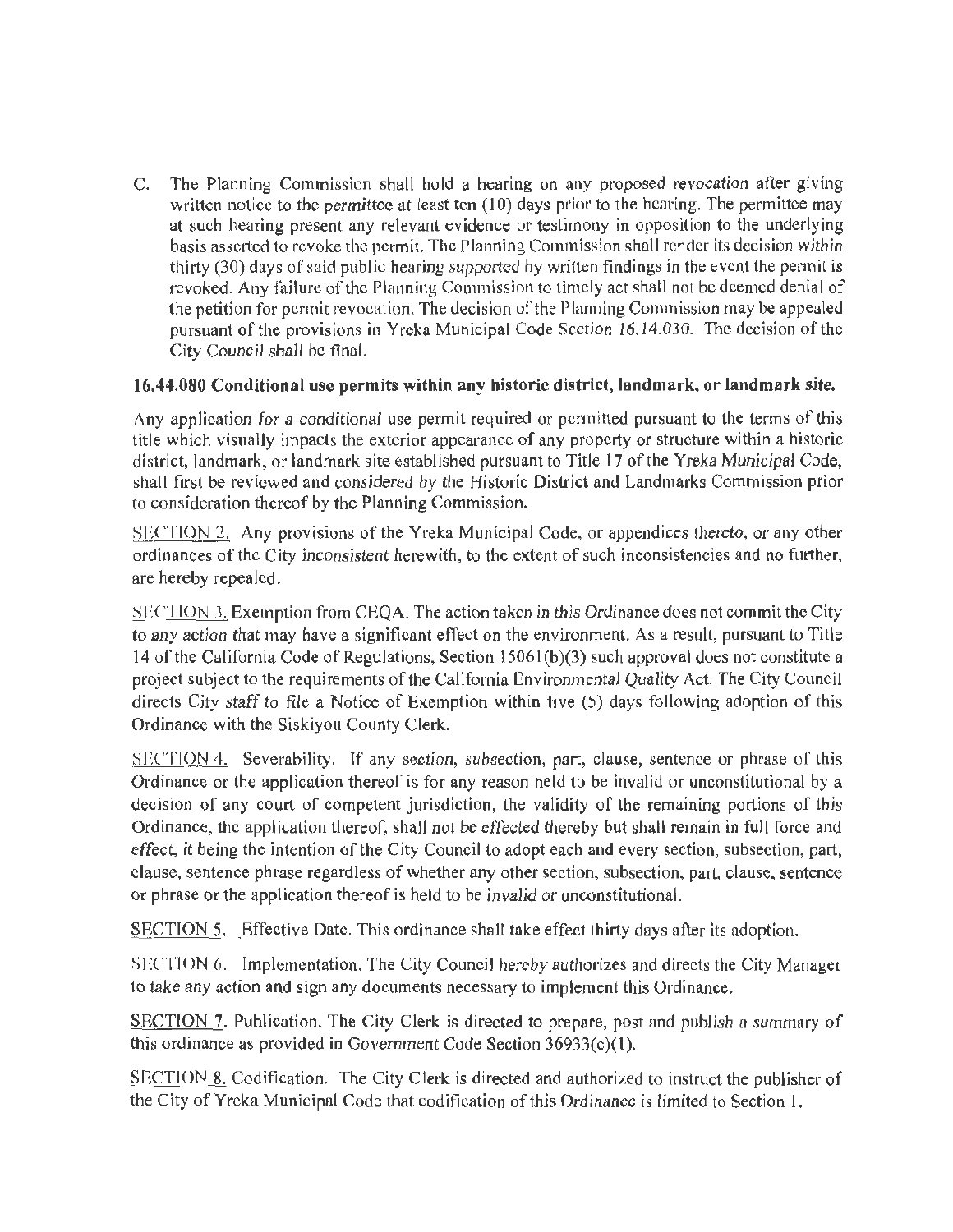C. The Planning Commission shall hold a hearing on any proposed revocation after giving written notice to the permittee at least ten (10) days prior to the hearing. The permittee may at such hearing present any relevant evidence or testimony in opposition to the underlying basis asserted to revoke the permit. The Planning Commission shall render its decision within thirty (30) days of said public hearing supported by written findings in the event the permit is revoked. Any failure of the Planning Commission to timely act shall not be deemed denial of the petition for permit revocation. The decision of the Planning Commission may be appealed pursuant of the provisions in Yreka Municipal Code Section 16.14.030. The decision of the City Council shall be final.

**16.44.080 Conditional use permits within any historic district, landmark, or landmark site.**

Any application for a conditional use permit required or permitted pursuant to the terms of this title which visually impacts the exterior appearance of any property or structure within a historic district, landmark, or landmark site established pursuant to Title 17 of the Yreka Municipal Code, shall first be reviewed and considered by the Historic District and Landmarks Commission prior to consideration thereof by the Planning Commission.

SECTION 2. Any provisions of the Yreka Municipal Code, or appendices thereto, or any other ordinances of the City inconsistent herewith, to the extent of such inconsistencies and no further, are hereby repealed.

SECTION 3. Exemption from CEQA. The action taken in this Ordinance does not commit the City to any action that may have a significant effect on the environment. As a result, pursuant to Title 14 of the California Code of Regulations, Section 15061(b)(3) such approval does not constitute a project subject to the requirements of the California Environmental Quality Act. The City Council directs City staff to file a Notice of Exemption within five (5) days following adoption of this Ordinance with the Siskiyou County Clerk.

SECTION 4. Severability. If any section, subsection, part, clause, sentence or phrase of this Ordinance or the application thereof is for any reason held to be invalid or unconstitutional by a decision of any court of competent jurisdiction, the validity of the remaining portions of this Ordinance, the application thereof, shall not be effected thereby but shall remain in full force and effect, it being the intention of the City Council to adopt each and every section, subsection, part, clause, sentence phrase regardless of whether any other section, subsection, part, clause, sentence or phrase or the application thereof is held to be invalid or unconstitutional.

SECTION 5. Effective Date. This ordinance shall take effect thirty days after its adoption.

SECTION 6. Implementation. The City Council hereby authorizes and directs the City Manager to take any action and sign any documents necessary to implement this Ordinance.

SECTION 7. Publication. The City Clerk is directed to prepare, post and publish a summary of this ordinance as provided in Government Code Section 36933(c)(1).

SECTION 8. Codification. The City Clerk is directed and authorized to instruct the publisher of the City of Yreka Municipal Code that codification of this Ordinance is limited to Section 1.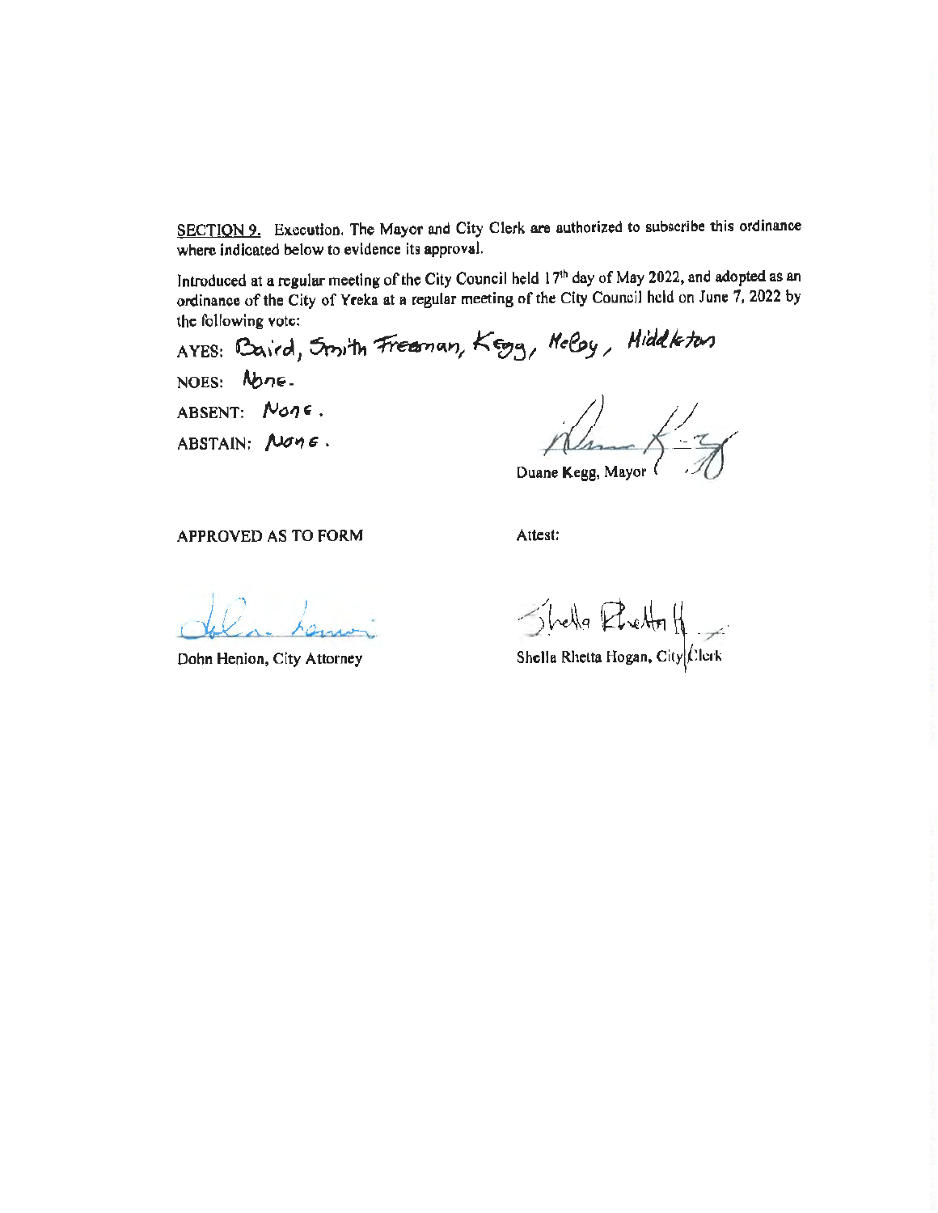SECTION 9. Execution. The Mayor and City Clerk are authorized to subscribe this ordinance where indicated below to evidence its approval.

Introduced at a regular meeting of the City Council held 17th day of May 2022, and adopted as an ordinance of the City of Yreka at a regular meeting of the City Council held on June 7, 2022 by the following vote:

AYES: Baird, Smith Freeman, Kegg, McCoy, Middleton

NOES: None.

ABSENT: None.

ABSTAIN: None.

Duane Kegg, Mayor

APPROVED AS TO FORM

Dohn Henion, City Attorney

Attest:

Shella Rhetta Hogan, City Clerk